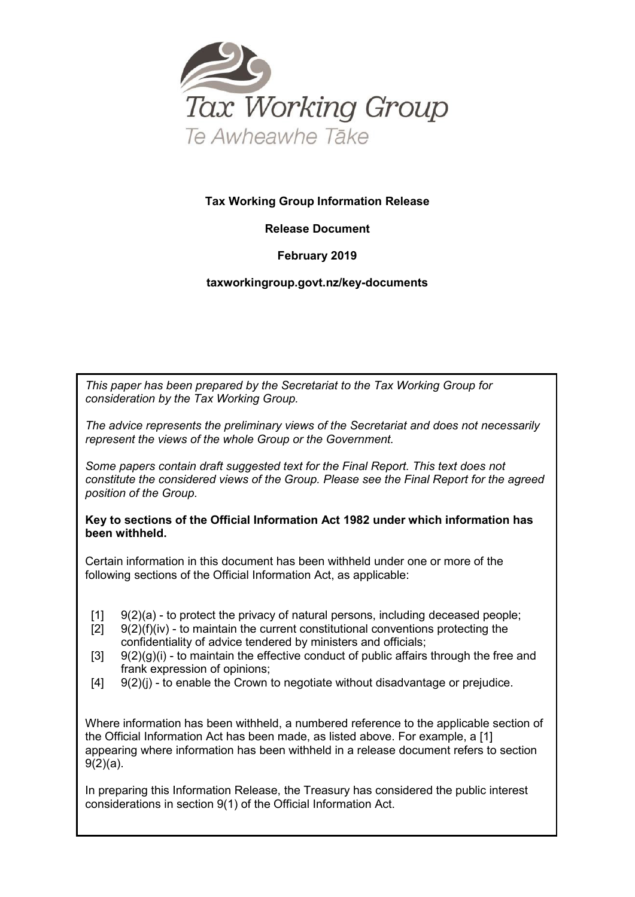Tax Working Group

Te Awheawhe Tāke

**Tax Working Group Information Release**

**Release Document**

**February 2019**

**taxworkinggroup.govt.nz/key-documents**

*This paper has been prepared by the Secretariat to the Tax Working Group for consideration by the Tax Working Group.*

*The advice represents the preliminary views of the Secretariat and does not necessarily represent the views of the whole Group or the Government.*

*Some papers contain draft suggested text for the Final Report. This text does not constitute the considered views of the Group. Please see the Final Report for the agreed position of the Group.*

**Key to sections of the Official Information Act 1982 under which information has been withheld.**

Certain information in this document has been withheld under one or more of the following sections of the Official Information Act, as applicable:

[1] 9(2)(a) - to protect the privacy of natural persons, including deceased people;
[2] 9(2)(f)(iv) - to maintain the current constitutional conventions protecting the confidentiality of advice tendered by ministers and officials;
[3] 9(2)(g)(i) - to maintain the effective conduct of public affairs through the free and frank expression of opinions;
[4] 9(2)(j) - to enable the Crown to negotiate without disadvantage or prejudice.

Where information has been withheld, a numbered reference to the applicable section of the Official Information Act has been made, as listed above. For example, a [1] appearing where information has been withheld in a release document refers to section 9(2)(a).

In preparing this Information Release, the Treasury has considered the public interest considerations in section 9(1) of the Official Information Act.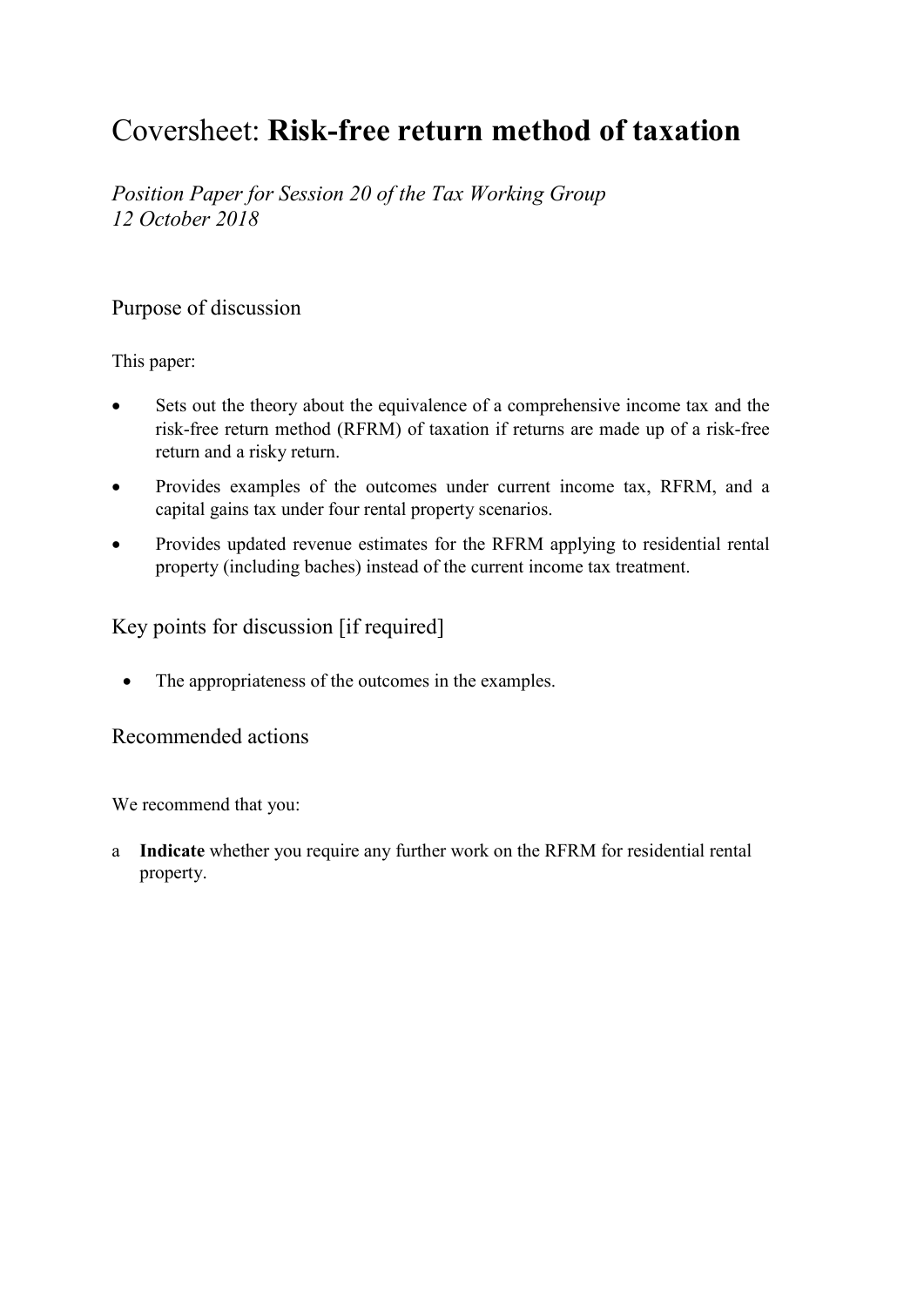# Coversheet: **Risk-free return method of taxation**

*Position Paper for Session 20 of the Tax Working Group*
*12 October 2018*

## Purpose of discussion

This paper:

- Sets out the theory about the equivalence of a comprehensive income tax and the risk-free return method (RFRM) of taxation if returns are made up of a risk-free return and a risky return.
- Provides examples of the outcomes under current income tax, RFRM, and a capital gains tax under four rental property scenarios.
- Provides updated revenue estimates for the RFRM applying to residential rental property (including baches) instead of the current income tax treatment.

## Key points for discussion [if required]

- The appropriateness of the outcomes in the examples.

## Recommended actions

We recommend that you:

a **Indicate** whether you require any further work on the RFRM for residential rental property.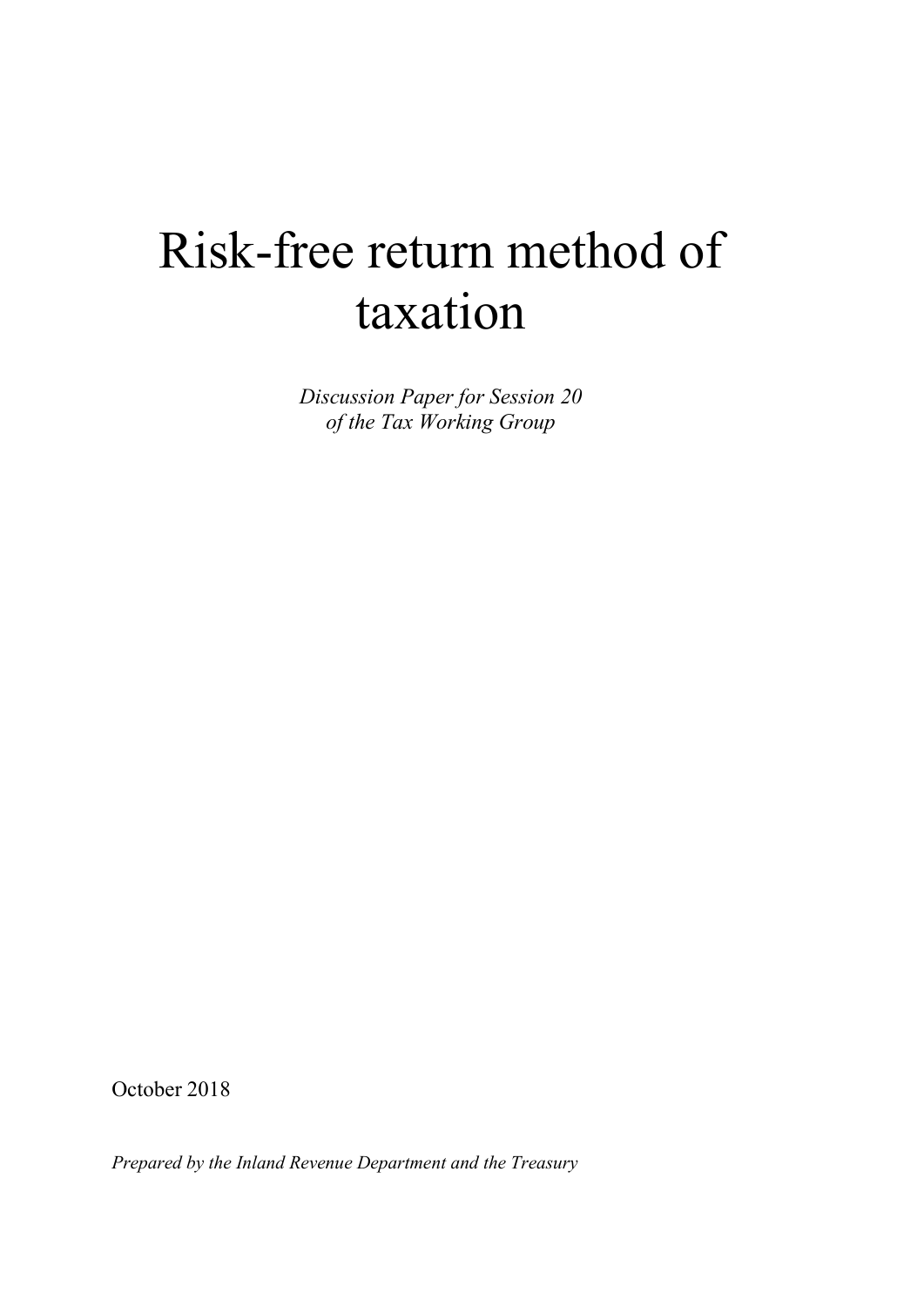# Risk-free return method of taxation

*Discussion Paper for Session 20*
*of the Tax Working Group*

October 2018

*Prepared by the Inland Revenue Department and the Treasury*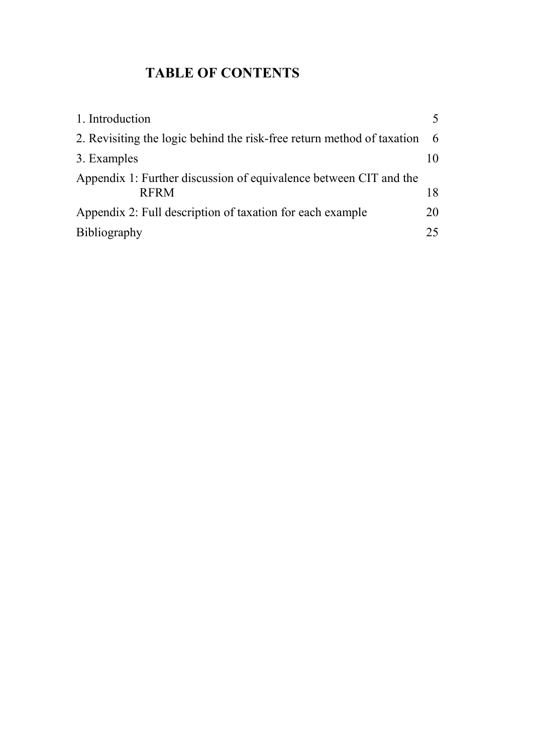# TABLE OF CONTENTS

| | |
|---|---|
| 1. Introduction | 5 |
| 2. Revisiting the logic behind the risk-free return method of taxation | 6 |
| 3. Examples | 10 |
| Appendix 1: Further discussion of equivalence between CIT and the RFRM | 18 |
| Appendix 2: Full description of taxation for each example | 20 |
| Bibliography | 25 |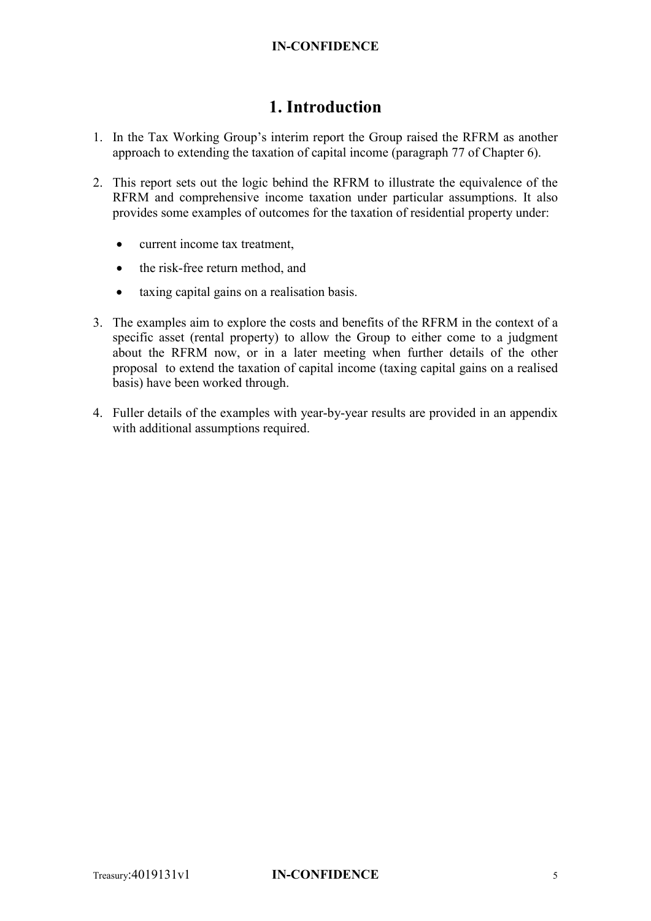# 1. Introduction

1. In the Tax Working Group's interim report the Group raised the RFRM as another approach to extending the taxation of capital income (paragraph 77 of Chapter 6).

2. This report sets out the logic behind the RFRM to illustrate the equivalence of the RFRM and comprehensive income taxation under particular assumptions. It also provides some examples of outcomes for the taxation of residential property under:

   - current income tax treatment,
   - the risk-free return method, and
   - taxing capital gains on a realisation basis.

3. The examples aim to explore the costs and benefits of the RFRM in the context of a specific asset (rental property) to allow the Group to either come to a judgment about the RFRM now, or in a later meeting when further details of the other proposal to extend the taxation of capital income (taxing capital gains on a realised basis) have been worked through.

4. Fuller details of the examples with year-by-year results are provided in an appendix with additional assumptions required.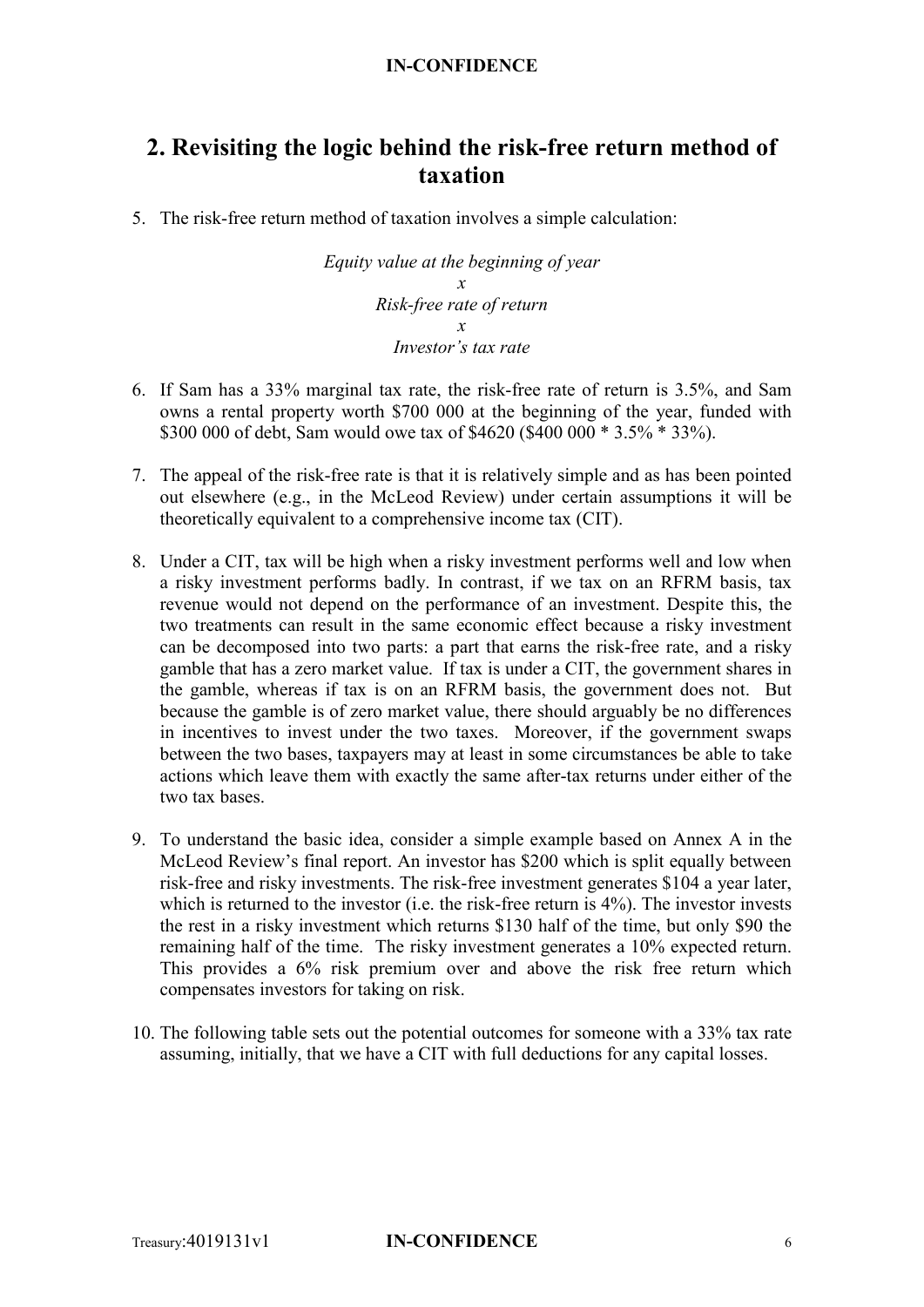## 2. Revisiting the logic behind the risk-free return method of taxation

5. The risk-free return method of taxation involves a simple calculation:

*Equity value at the beginning of year*
*x*
*Risk-free rate of return*
*x*
*Investor's tax rate*

6. If Sam has a 33% marginal tax rate, the risk-free rate of return is 3.5%, and Sam owns a rental property worth $700 000 at the beginning of the year, funded with $300 000 of debt, Sam would owe tax of $4620 ($400 000 * 3.5% * 33%).

7. The appeal of the risk-free rate is that it is relatively simple and as has been pointed out elsewhere (e.g., in the McLeod Review) under certain assumptions it will be theoretically equivalent to a comprehensive income tax (CIT).

8. Under a CIT, tax will be high when a risky investment performs well and low when a risky investment performs badly. In contrast, if we tax on an RFRM basis, tax revenue would not depend on the performance of an investment. Despite this, the two treatments can result in the same economic effect because a risky investment can be decomposed into two parts: a part that earns the risk-free rate, and a risky gamble that has a zero market value. If tax is under a CIT, the government shares in the gamble, whereas if tax is on an RFRM basis, the government does not. But because the gamble is of zero market value, there should arguably be no differences in incentives to invest under the two taxes. Moreover, if the government swaps between the two bases, taxpayers may at least in some circumstances be able to take actions which leave them with exactly the same after-tax returns under either of the two tax bases.

9. To understand the basic idea, consider a simple example based on Annex A in the McLeod Review's final report. An investor has $200 which is split equally between risk-free and risky investments. The risk-free investment generates $104 a year later, which is returned to the investor (i.e. the risk-free return is 4%). The investor invests the rest in a risky investment which returns $130 half of the time, but only $90 the remaining half of the time. The risky investment generates a 10% expected return. This provides a 6% risk premium over and above the risk free return which compensates investors for taking on risk.

10. The following table sets out the potential outcomes for someone with a 33% tax rate assuming, initially, that we have a CIT with full deductions for any capital losses.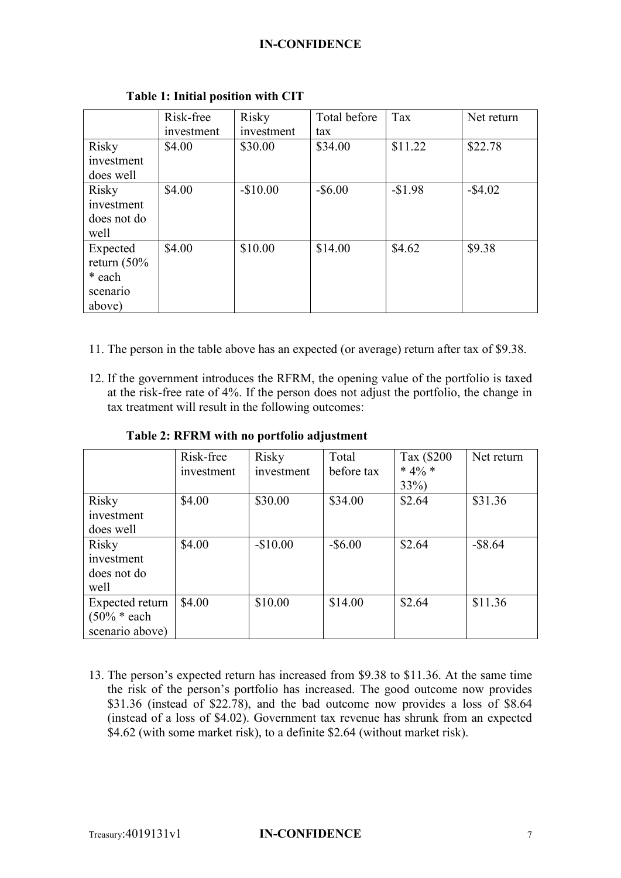**Table 1: Initial position with CIT**

| | Risk-free investment | Risky investment | Total before tax | Tax | Net return |
|---|---|---|---|---|---|
| Risky investment does well | $4.00 | $30.00 | $34.00 | $11.22 | $22.78 |
| Risky investment does not do well | $4.00 | -$10.00 | -$6.00 | -$1.98 | -$4.02 |
| Expected return (50% * each scenario above) | $4.00 | $10.00 | $14.00 | $4.62 | $9.38 |

11. The person in the table above has an expected (or average) return after tax of $9.38.

12. If the government introduces the RFRM, the opening value of the portfolio is taxed at the risk-free rate of 4%. If the person does not adjust the portfolio, the change in tax treatment will result in the following outcomes:

**Table 2: RFRM with no portfolio adjustment**

| | Risk-free investment | Risky investment | Total before tax | Tax ($200 * 4% * 33%) | Net return |
|---|---|---|---|---|---|
| Risky investment does well | $4.00 | $30.00 | $34.00 | $2.64 | $31.36 |
| Risky investment does not do well | $4.00 | -$10.00 | -$6.00 | $2.64 | -$8.64 |
| Expected return (50% * each scenario above) | $4.00 | $10.00 | $14.00 | $2.64 | $11.36 |

13. The person's expected return has increased from $9.38 to $11.36. At the same time the risk of the person's portfolio has increased. The good outcome now provides $31.36 (instead of $22.78), and the bad outcome now provides a loss of $8.64 (instead of a loss of $4.02). Government tax revenue has shrunk from an expected $4.62 (with some market risk), to a definite $2.64 (without market risk).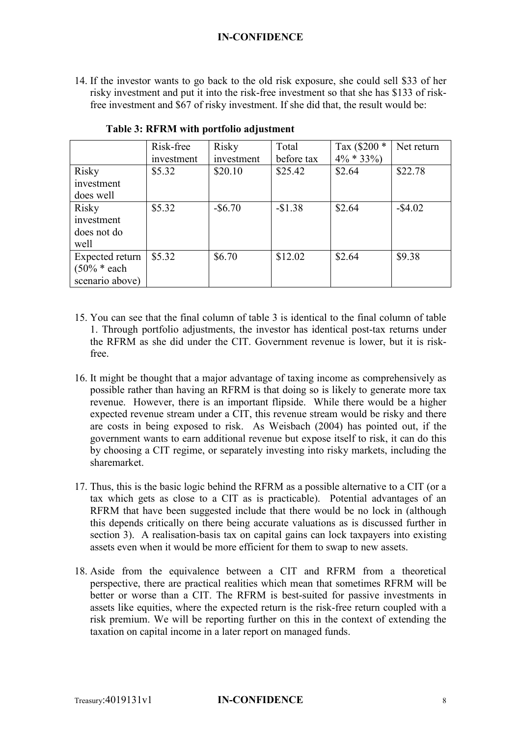14. If the investor wants to go back to the old risk exposure, she could sell $33 of her risky investment and put it into the risk-free investment so that she has $133 of risk-free investment and $67 of risky investment. If she did that, the result would be:

**Table 3: RFRM with portfolio adjustment**

| | Risk-free investment | Risky investment | Total before tax | Tax ($200 * 4% * 33%) | Net return |
|---|---|---|---|---|---|
| Risky investment does well | $5.32 | $20.10 | $25.42 | $2.64 | $22.78 |
| Risky investment does not do well | $5.32 | -$6.70 | -$1.38 | $2.64 | -$4.02 |
| Expected return (50% * each scenario above) | $5.32 | $6.70 | $12.02 | $2.64 | $9.38 |

15. You can see that the final column of table 3 is identical to the final column of table 1. Through portfolio adjustments, the investor has identical post-tax returns under the RFRM as she did under the CIT. Government revenue is lower, but it is risk-free.

16. It might be thought that a major advantage of taxing income as comprehensively as possible rather than having an RFRM is that doing so is likely to generate more tax revenue. However, there is an important flipside. While there would be a higher expected revenue stream under a CIT, this revenue stream would be risky and there are costs in being exposed to risk. As Weisbach (2004) has pointed out, if the government wants to earn additional revenue but expose itself to risk, it can do this by choosing a CIT regime, or separately investing into risky markets, including the sharemarket.

17. Thus, this is the basic logic behind the RFRM as a possible alternative to a CIT (or a tax which gets as close to a CIT as is practicable). Potential advantages of an RFRM that have been suggested include that there would be no lock in (although this depends critically on there being accurate valuations as is discussed further in section 3). A realisation-basis tax on capital gains can lock taxpayers into existing assets even when it would be more efficient for them to swap to new assets.

18. Aside from the equivalence between a CIT and RFRM from a theoretical perspective, there are practical realities which mean that sometimes RFRM will be better or worse than a CIT. The RFRM is best-suited for passive investments in assets like equities, where the expected return is the risk-free return coupled with a risk premium. We will be reporting further on this in the context of extending the taxation on capital income in a later report on managed funds.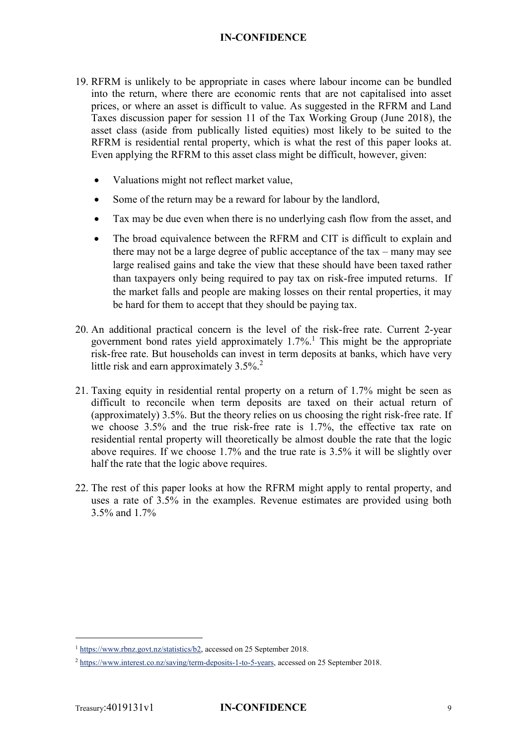19. RFRM is unlikely to be appropriate in cases where labour income can be bundled into the return, where there are economic rents that are not capitalised into asset prices, or where an asset is difficult to value. As suggested in the RFRM and Land Taxes discussion paper for session 11 of the Tax Working Group (June 2018), the asset class (aside from publically listed equities) most likely to be suited to the RFRM is residential rental property, which is what the rest of this paper looks at. Even applying the RFRM to this asset class might be difficult, however, given:

    - Valuations might not reflect market value,
    - Some of the return may be a reward for labour by the landlord,
    - Tax may be due even when there is no underlying cash flow from the asset, and
    - The broad equivalence between the RFRM and CIT is difficult to explain and there may not be a large degree of public acceptance of the tax – many may see large realised gains and take the view that these should have been taxed rather than taxpayers only being required to pay tax on risk-free imputed returns. If the market falls and people are making losses on their rental properties, it may be hard for them to accept that they should be paying tax.

20. An additional practical concern is the level of the risk-free rate. Current 2-year government bond rates yield approximately 1.7%.[1] This might be the appropriate risk-free rate. But households can invest in term deposits at banks, which have very little risk and earn approximately 3.5%.[2]

21. Taxing equity in residential rental property on a return of 1.7% might be seen as difficult to reconcile when term deposits are taxed on their actual return of (approximately) 3.5%. But the theory relies on us choosing the right risk-free rate. If we choose 3.5% and the true risk-free rate is 1.7%, the effective tax rate on residential rental property will theoretically be almost double the rate that the logic above requires. If we choose 1.7% and the true rate is 3.5% it will be slightly over half the rate that the logic above requires.

22. The rest of this paper looks at how the RFRM might apply to rental property, and uses a rate of 3.5% in the examples. Revenue estimates are provided using both 3.5% and 1.7%

---

[1] https://www.rbnz.govt.nz/statistics/b2, accessed on 25 September 2018.

[2] https://www.interest.co.nz/saving/term-deposits-1-to-5-years, accessed on 25 September 2018.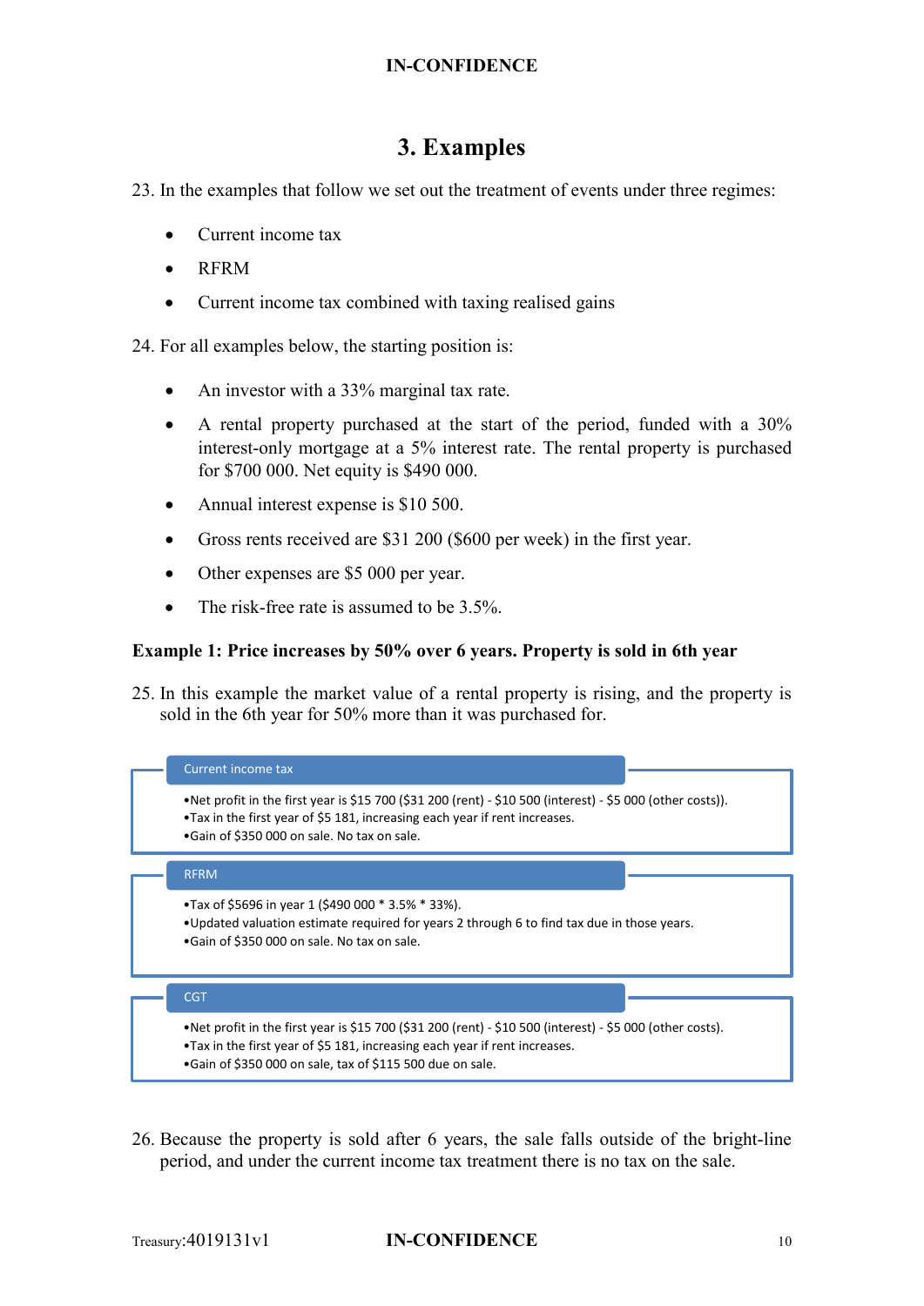## 3. Examples

23. In the examples that follow we set out the treatment of events under three regimes:

- Current income tax
- RFRM
- Current income tax combined with taxing realised gains

24. For all examples below, the starting position is:

- An investor with a 33% marginal tax rate.
- A rental property purchased at the start of the period, funded with a 30% interest-only mortgage at a 5% interest rate. The rental property is purchased for $700 000. Net equity is $490 000.
- Annual interest expense is $10 500.
- Gross rents received are $31 200 ($600 per week) in the first year.
- Other expenses are $5 000 per year.
- The risk-free rate is assumed to be 3.5%.

**Example 1: Price increases by 50% over 6 years. Property is sold in 6th year**

25. In this example the market value of a rental property is rising, and the property is sold in the 6th year for 50% more than it was purchased for.

**Current income tax**

- Net profit in the first year is $15 700 ($31 200 (rent) - $10 500 (interest) - $5 000 (other costs)).
- Tax in the first year of $5 181, increasing each year if rent increases.
- Gain of $350 000 on sale. No tax on sale.

**RFRM**

- Tax of $5696 in year 1 ($490 000 * 3.5% * 33%).
- Updated valuation estimate required for years 2 through 6 to find tax due in those years.
- Gain of $350 000 on sale. No tax on sale.

**CGT**

- Net profit in the first year is $15 700 ($31 200 (rent) - $10 500 (interest) - $5 000 (other costs).
- Tax in the first year of $5 181, increasing each year if rent increases.
- Gain of $350 000 on sale, tax of $115 500 due on sale.

26. Because the property is sold after 6 years, the sale falls outside of the bright-line period, and under the current income tax treatment there is no tax on the sale.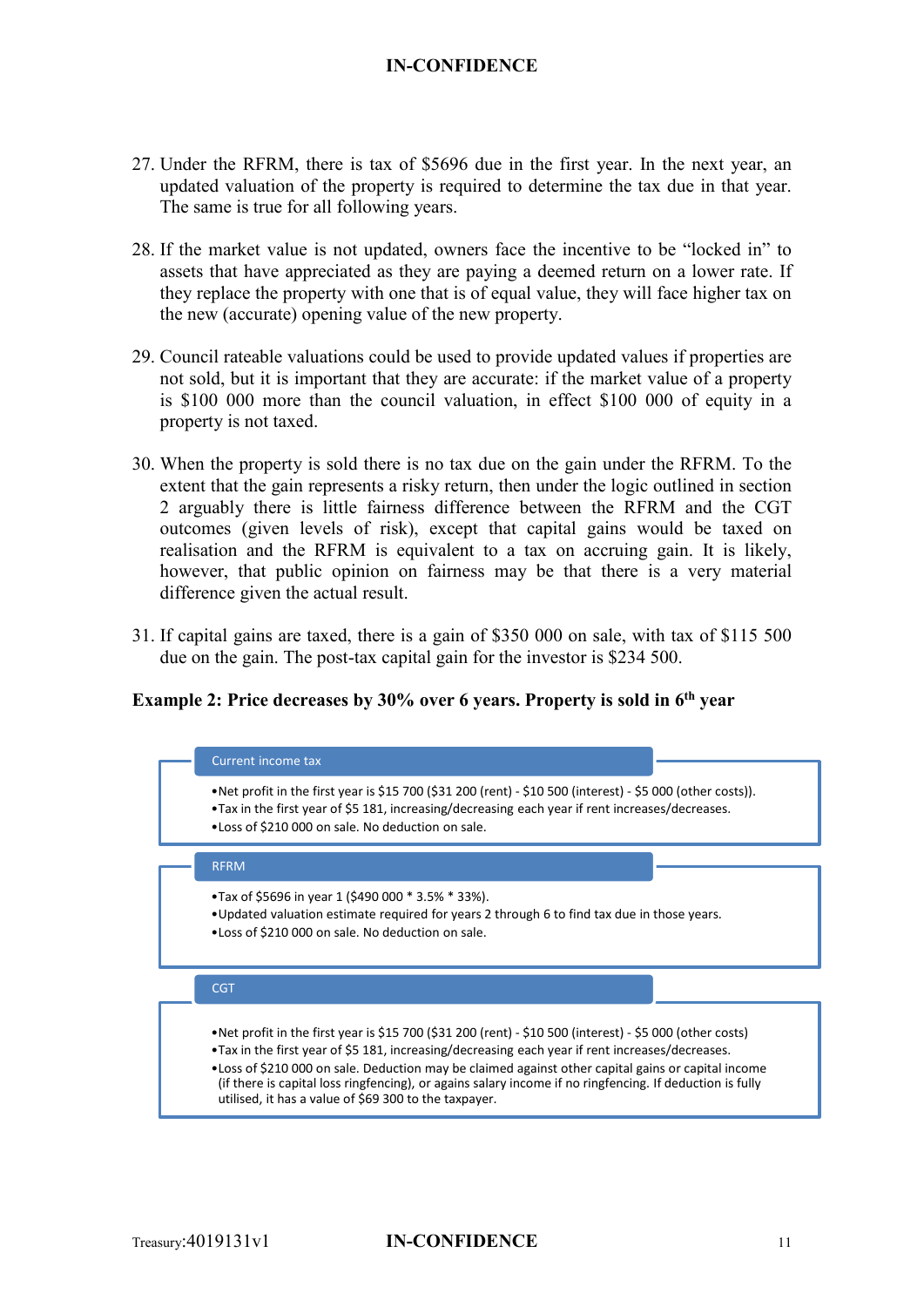27. Under the RFRM, there is tax of $5696 due in the first year. In the next year, an updated valuation of the property is required to determine the tax due in that year. The same is true for all following years.

28. If the market value is not updated, owners face the incentive to be "locked in" to assets that have appreciated as they are paying a deemed return on a lower rate. If they replace the property with one that is of equal value, they will face higher tax on the new (accurate) opening value of the new property.

29. Council rateable valuations could be used to provide updated values if properties are not sold, but it is important that they are accurate: if the market value of a property is $100 000 more than the council valuation, in effect $100 000 of equity in a property is not taxed.

30. When the property is sold there is no tax due on the gain under the RFRM. To the extent that the gain represents a risky return, then under the logic outlined in section 2 arguably there is little fairness difference between the RFRM and the CGT outcomes (given levels of risk), except that capital gains would be taxed on realisation and the RFRM is equivalent to a tax on accruing gain. It is likely, however, that public opinion on fairness may be that there is a very material difference given the actual result.

31. If capital gains are taxed, there is a gain of $350 000 on sale, with tax of $115 500 due on the gain. The post-tax capital gain for the investor is $234 500.

**Example 2: Price decreases by 30% over 6 years. Property is sold in 6th year**

**Current income tax**

- Net profit in the first year is $15 700 ($31 200 (rent) - $10 500 (interest) - $5 000 (other costs)).
- Tax in the first year of $5 181, increasing/decreasing each year if rent increases/decreases.
- Loss of $210 000 on sale. No deduction on sale.

**RFRM**

- Tax of $5696 in year 1 ($490 000 * 3.5% * 33%).
- Updated valuation estimate required for years 2 through 6 to find tax due in those years.
- Loss of $210 000 on sale. No deduction on sale.

**CGT**

- Net profit in the first year is $15 700 ($31 200 (rent) - $10 500 (interest) - $5 000 (other costs)
- Tax in the first year of $5 181, increasing/decreasing each year if rent increases/decreases.
- Loss of $210 000 on sale. Deduction may be claimed against other capital gains or capital income (if there is capital loss ringfencing), or agains salary income if no ringfencing. If deduction is fully utilised, it has a value of $69 300 to the taxpayer.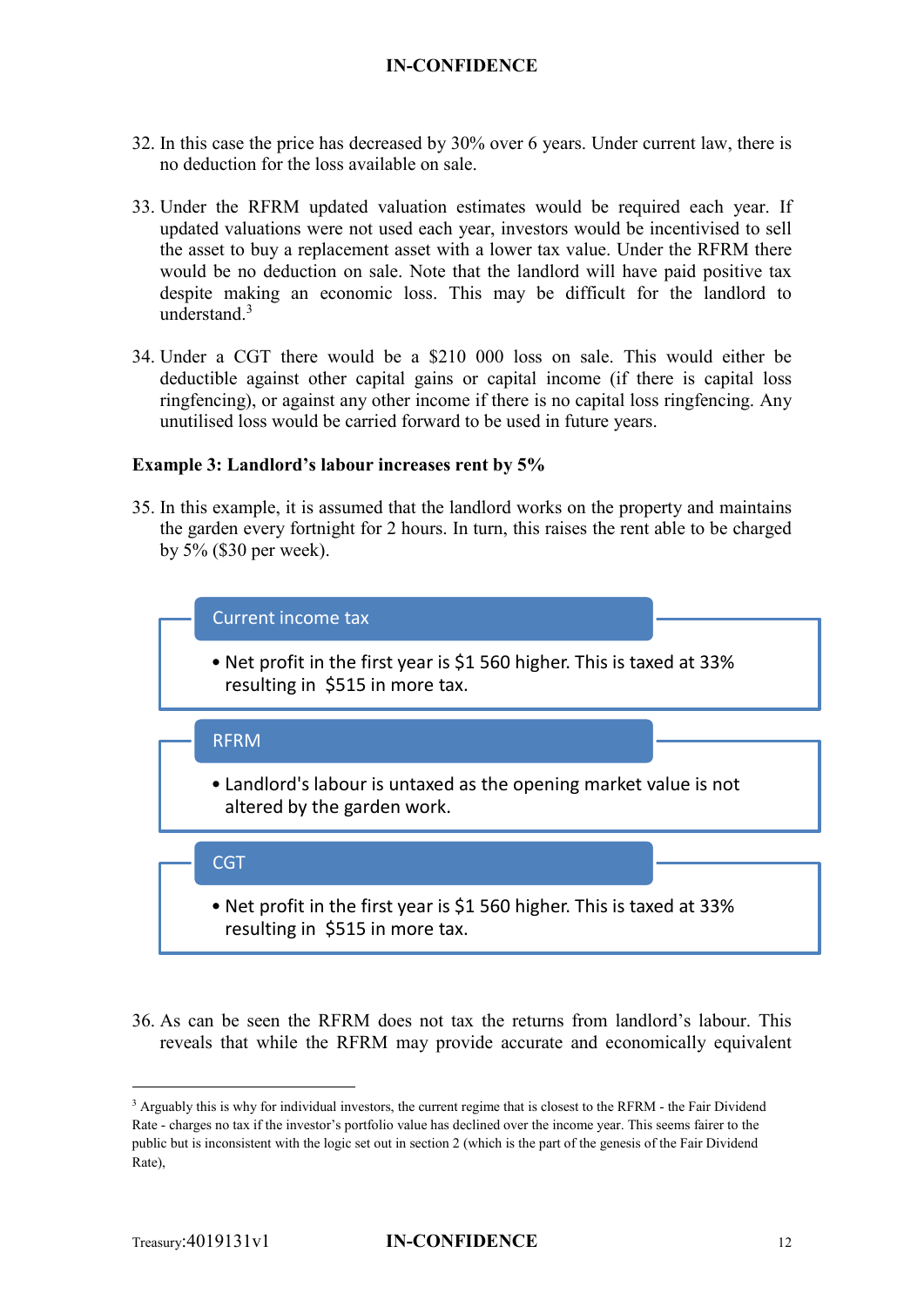32. In this case the price has decreased by 30% over 6 years. Under current law, there is no deduction for the loss available on sale.

33. Under the RFRM updated valuation estimates would be required each year. If updated valuations were not used each year, investors would be incentivised to sell the asset to buy a replacement asset with a lower tax value. Under the RFRM there would be no deduction on sale. Note that the landlord will have paid positive tax despite making an economic loss. This may be difficult for the landlord to understand.[3]

34. Under a CGT there would be a $210 000 loss on sale. This would either be deductible against other capital gains or capital income (if there is capital loss ringfencing), or against any other income if there is no capital loss ringfencing. Any unutilised loss would be carried forward to be used in future years.

**Example 3: Landlord's labour increases rent by 5%**

35. In this example, it is assumed that the landlord works on the property and maintains the garden every fortnight for 2 hours. In turn, this raises the rent able to be charged by 5% ($30 per week).

**Current income tax**

- Net profit in the first year is $1 560 higher. This is taxed at 33% resulting in $515 in more tax.

**RFRM**

- Landlord's labour is untaxed as the opening market value is not altered by the garden work.

**CGT**

- Net profit in the first year is $1 560 higher. This is taxed at 33% resulting in $515 in more tax.

36. As can be seen the RFRM does not tax the returns from landlord's labour. This reveals that while the RFRM may provide accurate and economically equivalent

---

[3] Arguably this is why for individual investors, the current regime that is closest to the RFRM - the Fair Dividend Rate - charges no tax if the investor's portfolio value has declined over the income year. This seems fairer to the public but is inconsistent with the logic set out in section 2 (which is the part of the genesis of the Fair Dividend Rate),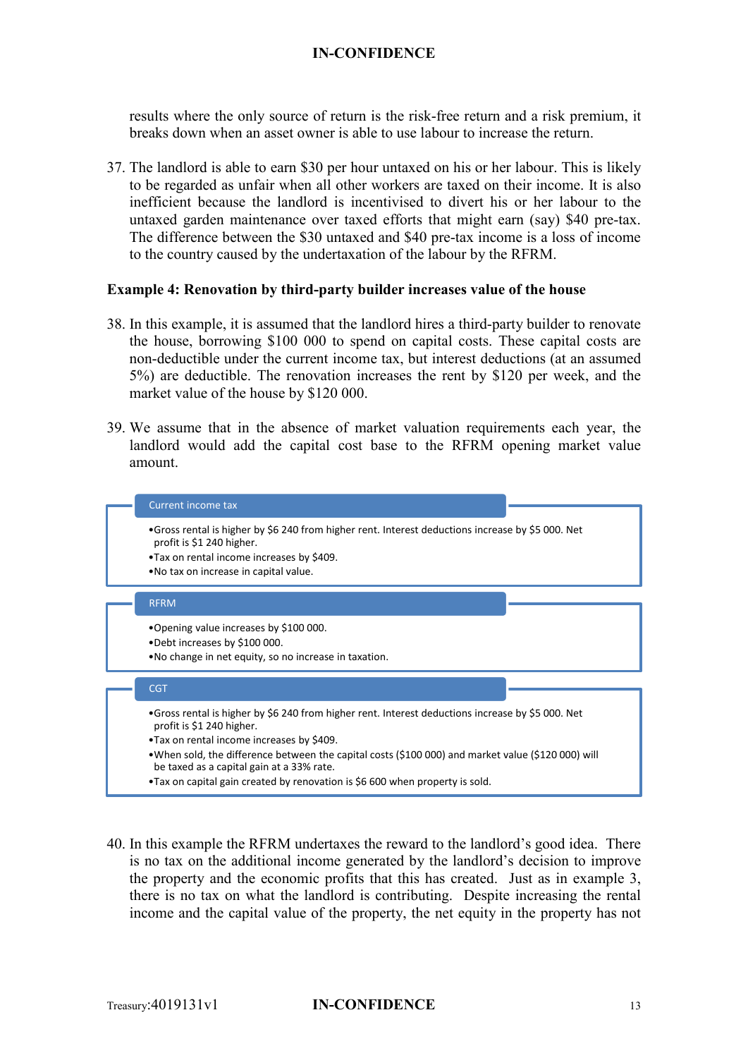results where the only source of return is the risk-free return and a risk premium, it breaks down when an asset owner is able to use labour to increase the return.

37. The landlord is able to earn $30 per hour untaxed on his or her labour. This is likely to be regarded as unfair when all other workers are taxed on their income. It is also inefficient because the landlord is incentivised to divert his or her labour to the untaxed garden maintenance over taxed efforts that might earn (say) $40 pre-tax. The difference between the $30 untaxed and $40 pre-tax income is a loss of income to the country caused by the undertaxation of the labour by the RFRM.

**Example 4: Renovation by third-party builder increases value of the house**

38. In this example, it is assumed that the landlord hires a third-party builder to renovate the house, borrowing $100 000 to spend on capital costs. These capital costs are non-deductible under the current income tax, but interest deductions (at an assumed 5%) are deductible. The renovation increases the rent by $120 per week, and the market value of the house by $120 000.

39. We assume that in the absence of market valuation requirements each year, the landlord would add the capital cost base to the RFRM opening market value amount.

**Current income tax**

- Gross rental is higher by $6 240 from higher rent. Interest deductions increase by $5 000. Net profit is $1 240 higher.
- Tax on rental income increases by $409.
- No tax on increase in capital value.

**RFRM**

- Opening value increases by $100 000.
- Debt increases by $100 000.
- No change in net equity, so no increase in taxation.

**CGT**

- Gross rental is higher by $6 240 from higher rent. Interest deductions increase by $5 000. Net profit is $1 240 higher.
- Tax on rental income increases by $409.
- When sold, the difference between the capital costs ($100 000) and market value ($120 000) will be taxed as a capital gain at a 33% rate.
- Tax on capital gain created by renovation is $6 600 when property is sold.

40. In this example the RFRM undertaxes the reward to the landlord's good idea. There is no tax on the additional income generated by the landlord's decision to improve the property and the economic profits that this has created. Just as in example 3, there is no tax on what the landlord is contributing. Despite increasing the rental income and the capital value of the property, the net equity in the property has not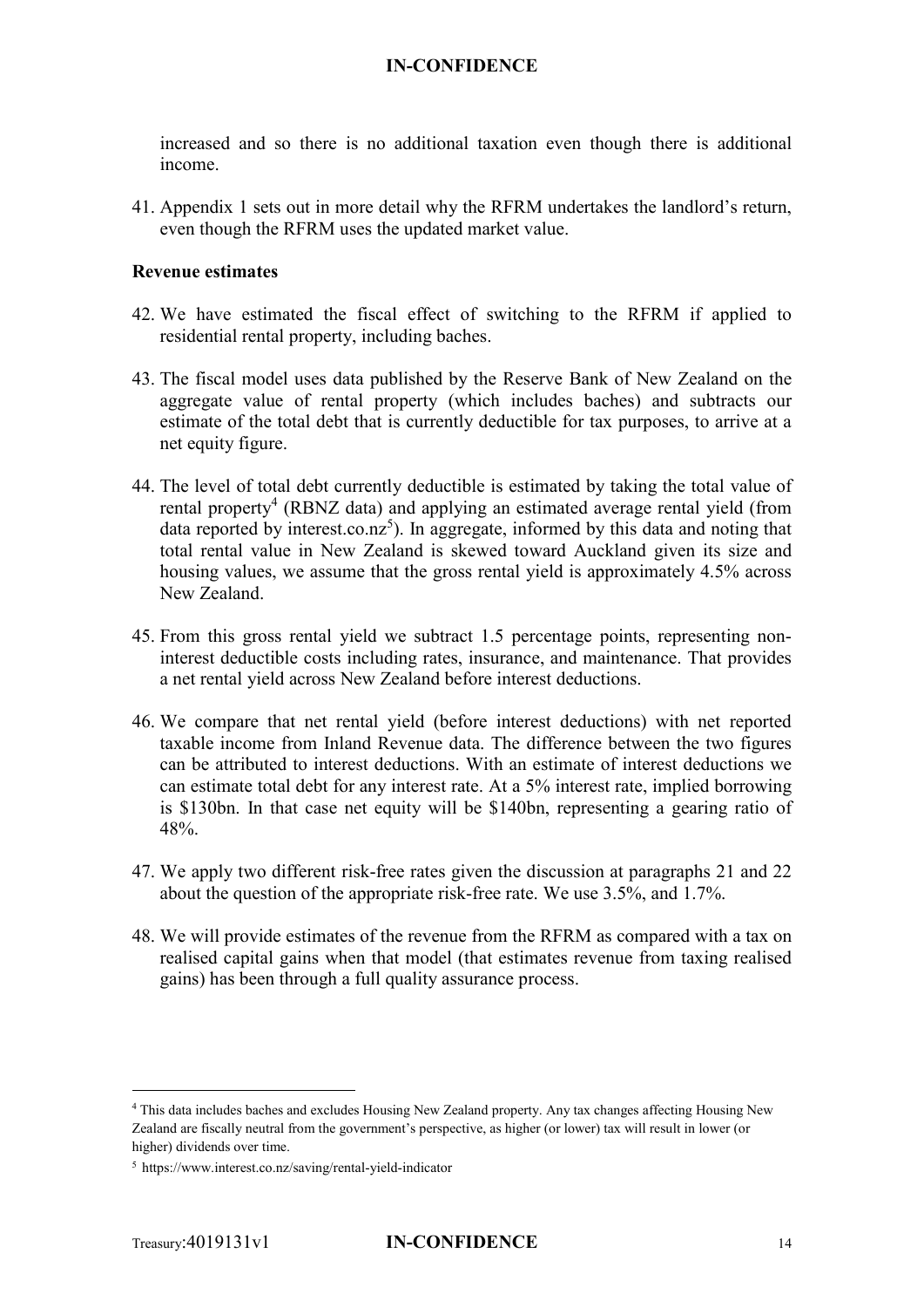increased and so there is no additional taxation even though there is additional income.

41. Appendix 1 sets out in more detail why the RFRM undertakes the landlord's return, even though the RFRM uses the updated market value.

**Revenue estimates**

42. We have estimated the fiscal effect of switching to the RFRM if applied to residential rental property, including baches.

43. The fiscal model uses data published by the Reserve Bank of New Zealand on the aggregate value of rental property (which includes baches) and subtracts our estimate of the total debt that is currently deductible for tax purposes, to arrive at a net equity figure.

44. The level of total debt currently deductible is estimated by taking the total value of rental property[4] (RBNZ data) and applying an estimated average rental yield (from data reported by interest.co.nz[5]). In aggregate, informed by this data and noting that total rental value in New Zealand is skewed toward Auckland given its size and housing values, we assume that the gross rental yield is approximately 4.5% across New Zealand.

45. From this gross rental yield we subtract 1.5 percentage points, representing non-interest deductible costs including rates, insurance, and maintenance. That provides a net rental yield across New Zealand before interest deductions.

46. We compare that net rental yield (before interest deductions) with net reported taxable income from Inland Revenue data. The difference between the two figures can be attributed to interest deductions. With an estimate of interest deductions we can estimate total debt for any interest rate. At a 5% interest rate, implied borrowing is $130bn. In that case net equity will be $140bn, representing a gearing ratio of 48%.

47. We apply two different risk-free rates given the discussion at paragraphs 21 and 22 about the question of the appropriate risk-free rate. We use 3.5%, and 1.7%.

48. We will provide estimates of the revenue from the RFRM as compared with a tax on realised capital gains when that model (that estimates revenue from taxing realised gains) has been through a full quality assurance process.

---

[4] This data includes baches and excludes Housing New Zealand property. Any tax changes affecting Housing New Zealand are fiscally neutral from the government's perspective, as higher (or lower) tax will result in lower (or higher) dividends over time.

[5] https://www.interest.co.nz/saving/rental-yield-indicator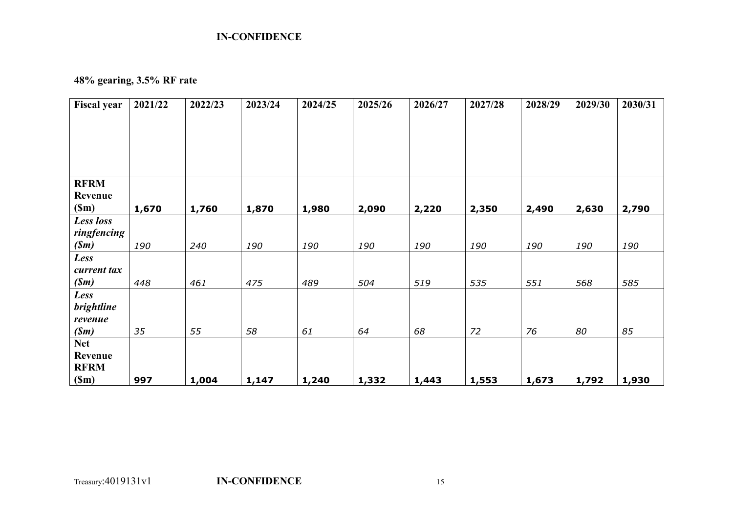**48% gearing, 3.5% RF rate**

| **Fiscal year** | **2021/22** | **2022/23** | **2023/24** | **2024/25** | **2025/26** | **2026/27** | **2027/28** | **2028/29** | **2029/30** | **2030/31** |
|---|---|---|---|---|---|---|---|---|---|---|
| **RFRM Revenue ($m)** | **1,670** | **1,760** | **1,870** | **1,980** | **2,090** | **2,220** | **2,350** | **2,490** | **2,630** | **2,790** |
| ***Less loss ringfencing ($m)*** | *190* | *240* | *190* | *190* | *190* | *190* | *190* | *190* | *190* | *190* |
| ***Less current tax ($m)*** | *448* | *461* | *475* | *489* | *504* | *519* | *535* | *551* | *568* | *585* |
| ***Less brightline revenue ($m)*** | *35* | *55* | *58* | *61* | *64* | *68* | *72* | *76* | *80* | *85* |
| **Net Revenue RFRM ($m)** | **997** | **1,004** | **1,147** | **1,240** | **1,332** | **1,443** | **1,553** | **1,673** | **1,792** | **1,930** |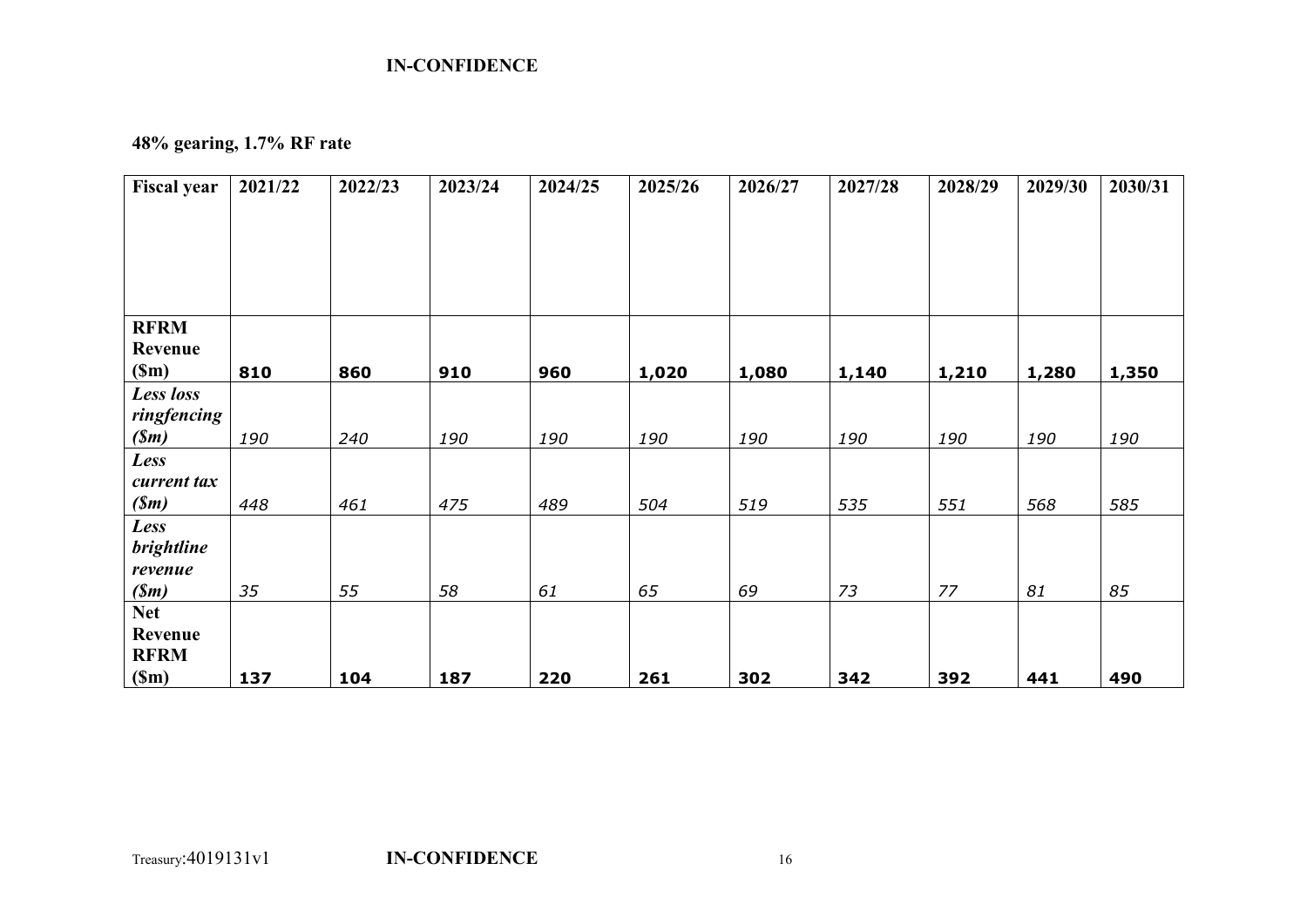**48% gearing, 1.7% RF rate**

| Fiscal year | 2021/22 | 2022/23 | 2023/24 | 2024/25 | 2025/26 | 2026/27 | 2027/28 | 2028/29 | 2029/30 | 2030/31 |
|---|---|---|---|---|---|---|---|---|---|---|
| **RFRM Revenue ($m)** | **810** | **860** | **910** | **960** | **1,020** | **1,080** | **1,140** | **1,210** | **1,280** | **1,350** |
| ***Less loss ringfencing ($m)*** | *190* | *240* | *190* | *190* | *190* | *190* | *190* | *190* | *190* | *190* |
| ***Less current tax ($m)*** | *448* | *461* | *475* | *489* | *504* | *519* | *535* | *551* | *568* | *585* |
| ***Less brightline revenue ($m)*** | *35* | *55* | *58* | *61* | *65* | *69* | *73* | *77* | *81* | *85* |
| **Net Revenue RFRM ($m)** | **137** | **104** | **187** | **220** | **261** | **302** | **342** | **392** | **441** | **490** |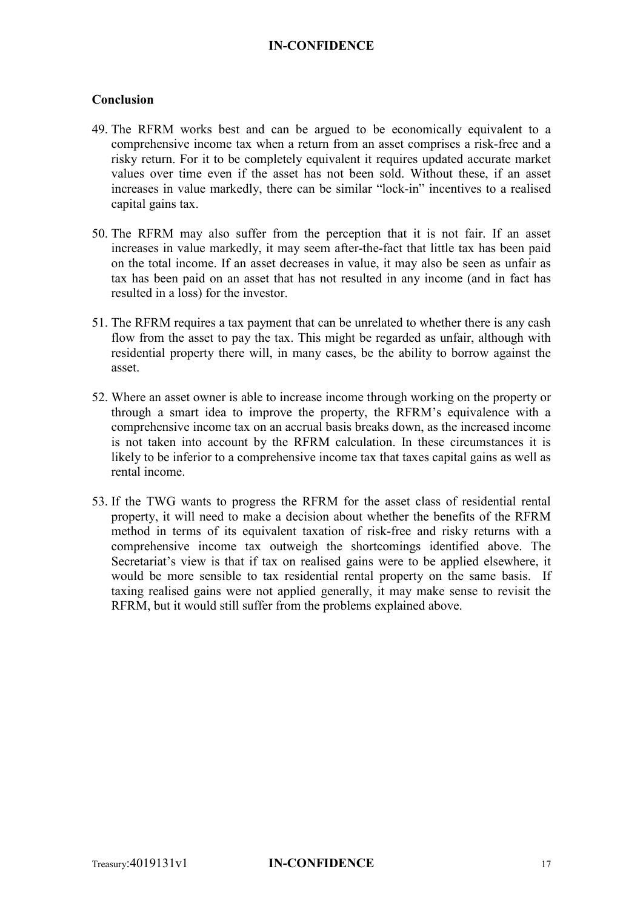**Conclusion**

49. The RFRM works best and can be argued to be economically equivalent to a comprehensive income tax when a return from an asset comprises a risk-free and a risky return. For it to be completely equivalent it requires updated accurate market values over time even if the asset has not been sold. Without these, if an asset increases in value markedly, there can be similar "lock-in" incentives to a realised capital gains tax.

50. The RFRM may also suffer from the perception that it is not fair. If an asset increases in value markedly, it may seem after-the-fact that little tax has been paid on the total income. If an asset decreases in value, it may also be seen as unfair as tax has been paid on an asset that has not resulted in any income (and in fact has resulted in a loss) for the investor.

51. The RFRM requires a tax payment that can be unrelated to whether there is any cash flow from the asset to pay the tax. This might be regarded as unfair, although with residential property there will, in many cases, be the ability to borrow against the asset.

52. Where an asset owner is able to increase income through working on the property or through a smart idea to improve the property, the RFRM's equivalence with a comprehensive income tax on an accrual basis breaks down, as the increased income is not taken into account by the RFRM calculation. In these circumstances it is likely to be inferior to a comprehensive income tax that taxes capital gains as well as rental income.

53. If the TWG wants to progress the RFRM for the asset class of residential rental property, it will need to make a decision about whether the benefits of the RFRM method in terms of its equivalent taxation of risk-free and risky returns with a comprehensive income tax outweigh the shortcomings identified above. The Secretariat's view is that if tax on realised gains were to be applied elsewhere, it would be more sensible to tax residential rental property on the same basis. If taxing realised gains were not applied generally, it may make sense to revisit the RFRM, but it would still suffer from the problems explained above.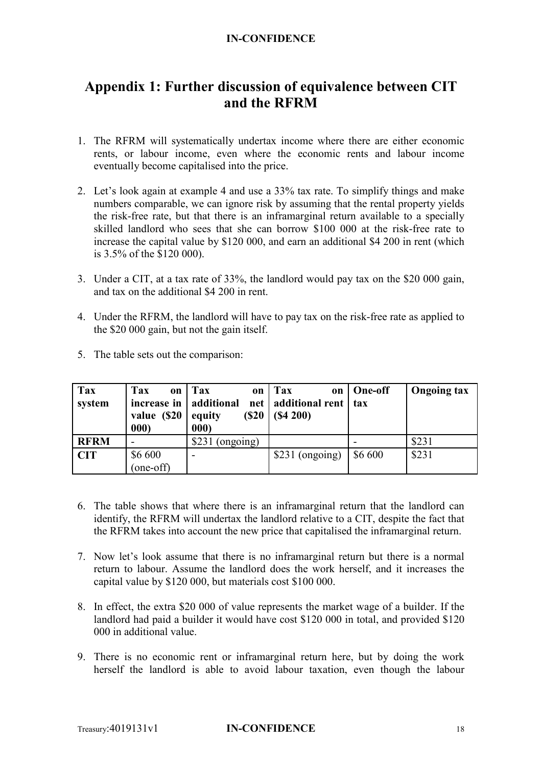# Appendix 1: Further discussion of equivalence between CIT and the RFRM

1. The RFRM will systematically undertax income where there are either economic rents, or labour income, even where the economic rents and labour income eventually become capitalised into the price.

2. Let's look again at example 4 and use a 33% tax rate. To simplify things and make numbers comparable, we can ignore risk by assuming that the rental property yields the risk-free rate, but that there is an inframarginal return available to a specially skilled landlord who sees that she can borrow \$100 000 at the risk-free rate to increase the capital value by \$120 000, and earn an additional \$4 200 in rent (which is 3.5% of the \$120 000).

3. Under a CIT, at a tax rate of 33%, the landlord would pay tax on the \$20 000 gain, and tax on the additional \$4 200 in rent.

4. Under the RFRM, the landlord will have to pay tax on the risk-free rate as applied to the \$20 000 gain, but not the gain itself.

5. The table sets out the comparison:

| Tax system | Tax on increase in value (\$20 000) | Tax on additional net equity (\$20 000) | Tax on additional rent (\$4 200) | One-off tax | Ongoing tax |
|---|---|---|---|---|---|
| **RFRM** | - | \$231 (ongoing) | | - | \$231 |
| **CIT** | \$6 600 (one-off) | - | \$231 (ongoing) | \$6 600 | \$231 |

6. The table shows that where there is an inframarginal return that the landlord can identify, the RFRM will undertax the landlord relative to a CIT, despite the fact that the RFRM takes into account the new price that capitalised the inframarginal return.

7. Now let's look assume that there is no inframarginal return but there is a normal return to labour. Assume the landlord does the work herself, and it increases the capital value by \$120 000, but materials cost \$100 000.

8. In effect, the extra \$20 000 of value represents the market wage of a builder. If the landlord had paid a builder it would have cost \$120 000 in total, and provided \$120 000 in additional value.

9. There is no economic rent or inframarginal return here, but by doing the work herself the landlord is able to avoid labour taxation, even though the labour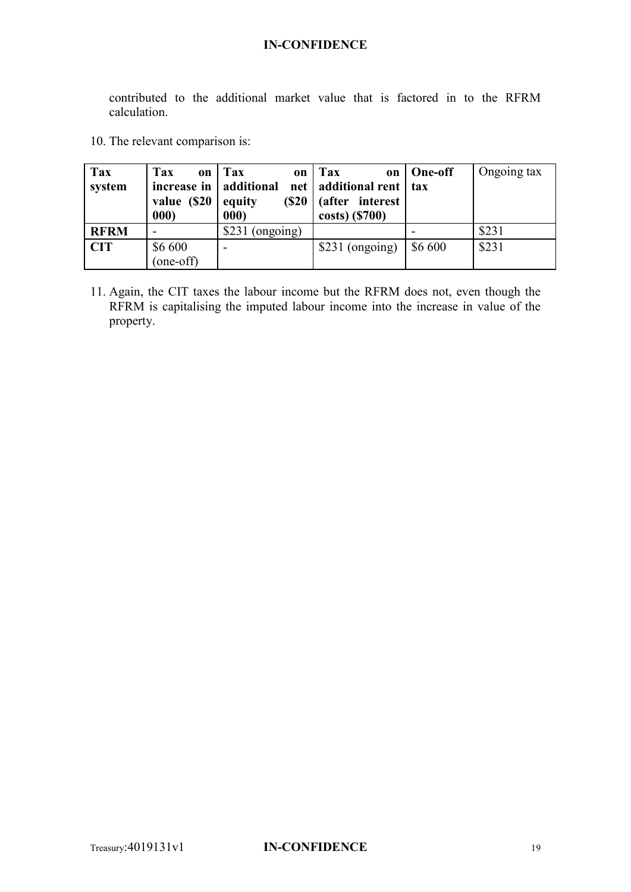contributed to the additional market value that is factored in to the RFRM calculation.

10. The relevant comparison is:

| **Tax system** | **Tax on increase in value ($20 000)** | **Tax on additional net equity ($20 000)** | **Tax on additional rent (after interest costs) ($700)** | **One-off tax** | Ongoing tax |
|---|---|---|---|---|---|
| **RFRM** | - | $231 (ongoing) | | - | $231 |
| **CIT** | $6 600 (one-off) | - | $231 (ongoing) | $6 600 | $231 |

11. Again, the CIT taxes the labour income but the RFRM does not, even though the RFRM is capitalising the imputed labour income into the increase in value of the property.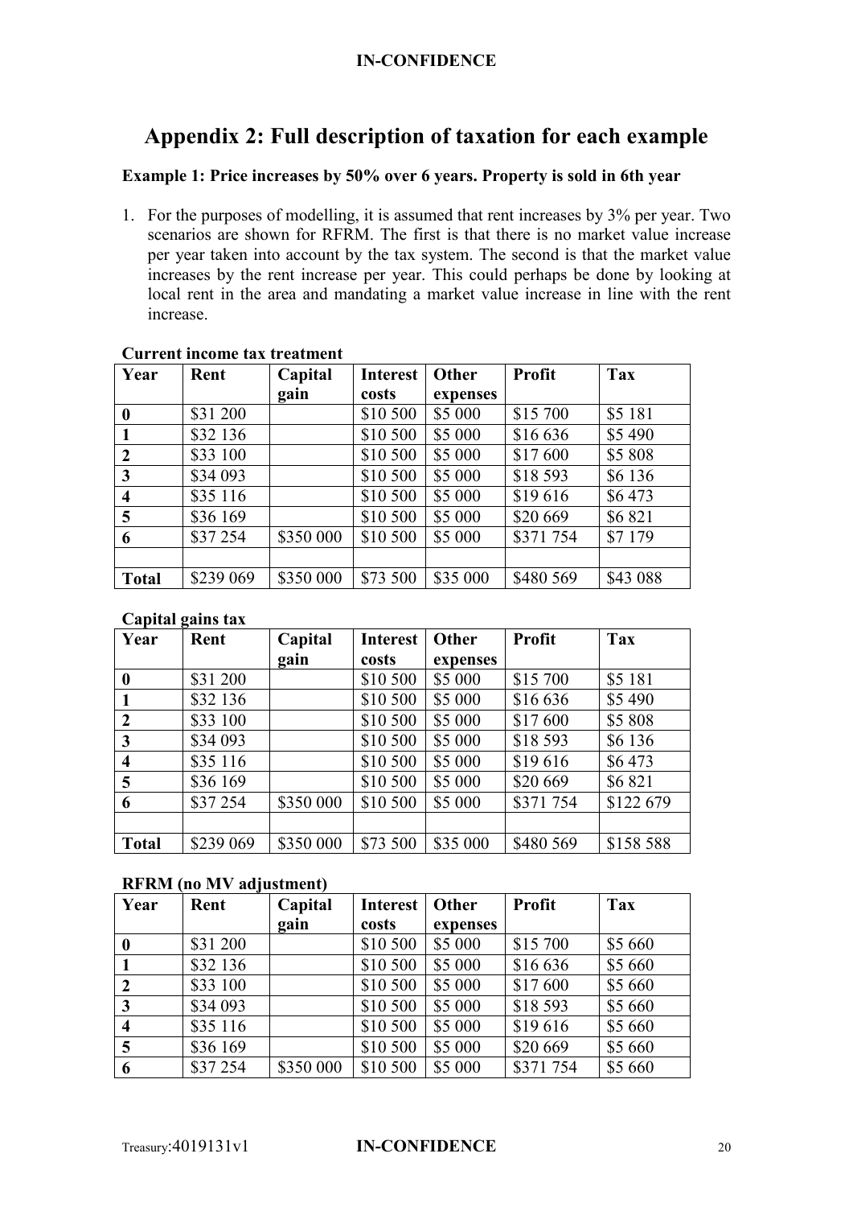# Appendix 2: Full description of taxation for each example

**Example 1: Price increases by 50% over 6 years. Property is sold in 6th year**

1. For the purposes of modelling, it is assumed that rent increases by 3% per year. Two scenarios are shown for RFRM. The first is that there is no market value increase per year taken into account by the tax system. The second is that the market value increases by the rent increase per year. This could perhaps be done by looking at local rent in the area and mandating a market value increase in line with the rent increase.

**Current income tax treatment**

| Year | Rent | Capital gain | Interest costs | Other expenses | Profit | Tax |
|---|---|---|---|---|---|---|
| **0** | \$31 200 | | \$10 500 | \$5 000 | \$15 700 | \$5 181 |
| **1** | \$32 136 | | \$10 500 | \$5 000 | \$16 636 | \$5 490 |
| **2** | \$33 100 | | \$10 500 | \$5 000 | \$17 600 | \$5 808 |
| **3** | \$34 093 | | \$10 500 | \$5 000 | \$18 593 | \$6 136 |
| **4** | \$35 116 | | \$10 500 | \$5 000 | \$19 616 | \$6 473 |
| **5** | \$36 169 | | \$10 500 | \$5 000 | \$20 669 | \$6 821 |
| **6** | \$37 254 | \$350 000 | \$10 500 | \$5 000 | \$371 754 | \$7 179 |
| | | | | | | |
| **Total** | \$239 069 | \$350 000 | \$73 500 | \$35 000 | \$480 569 | \$43 088 |

**Capital gains tax**

| Year | Rent | Capital gain | Interest costs | Other expenses | Profit | Tax |
|---|---|---|---|---|---|---|
| **0** | \$31 200 | | \$10 500 | \$5 000 | \$15 700 | \$5 181 |
| **1** | \$32 136 | | \$10 500 | \$5 000 | \$16 636 | \$5 490 |
| **2** | \$33 100 | | \$10 500 | \$5 000 | \$17 600 | \$5 808 |
| **3** | \$34 093 | | \$10 500 | \$5 000 | \$18 593 | \$6 136 |
| **4** | \$35 116 | | \$10 500 | \$5 000 | \$19 616 | \$6 473 |
| **5** | \$36 169 | | \$10 500 | \$5 000 | \$20 669 | \$6 821 |
| **6** | \$37 254 | \$350 000 | \$10 500 | \$5 000 | \$371 754 | \$122 679 |
| | | | | | | |
| **Total** | \$239 069 | \$350 000 | \$73 500 | \$35 000 | \$480 569 | \$158 588 |

**RFRM (no MV adjustment)**

| Year | Rent | Capital gain | Interest costs | Other expenses | Profit | Tax |
|---|---|---|---|---|---|---|
| **0** | \$31 200 | | \$10 500 | \$5 000 | \$15 700 | \$5 660 |
| **1** | \$32 136 | | \$10 500 | \$5 000 | \$16 636 | \$5 660 |
| **2** | \$33 100 | | \$10 500 | \$5 000 | \$17 600 | \$5 660 |
| **3** | \$34 093 | | \$10 500 | \$5 000 | \$18 593 | \$5 660 |
| **4** | \$35 116 | | \$10 500 | \$5 000 | \$19 616 | \$5 660 |
| **5** | \$36 169 | | \$10 500 | \$5 000 | \$20 669 | \$5 660 |
| **6** | \$37 254 | \$350 000 | \$10 500 | \$5 000 | \$371 754 | \$5 660 |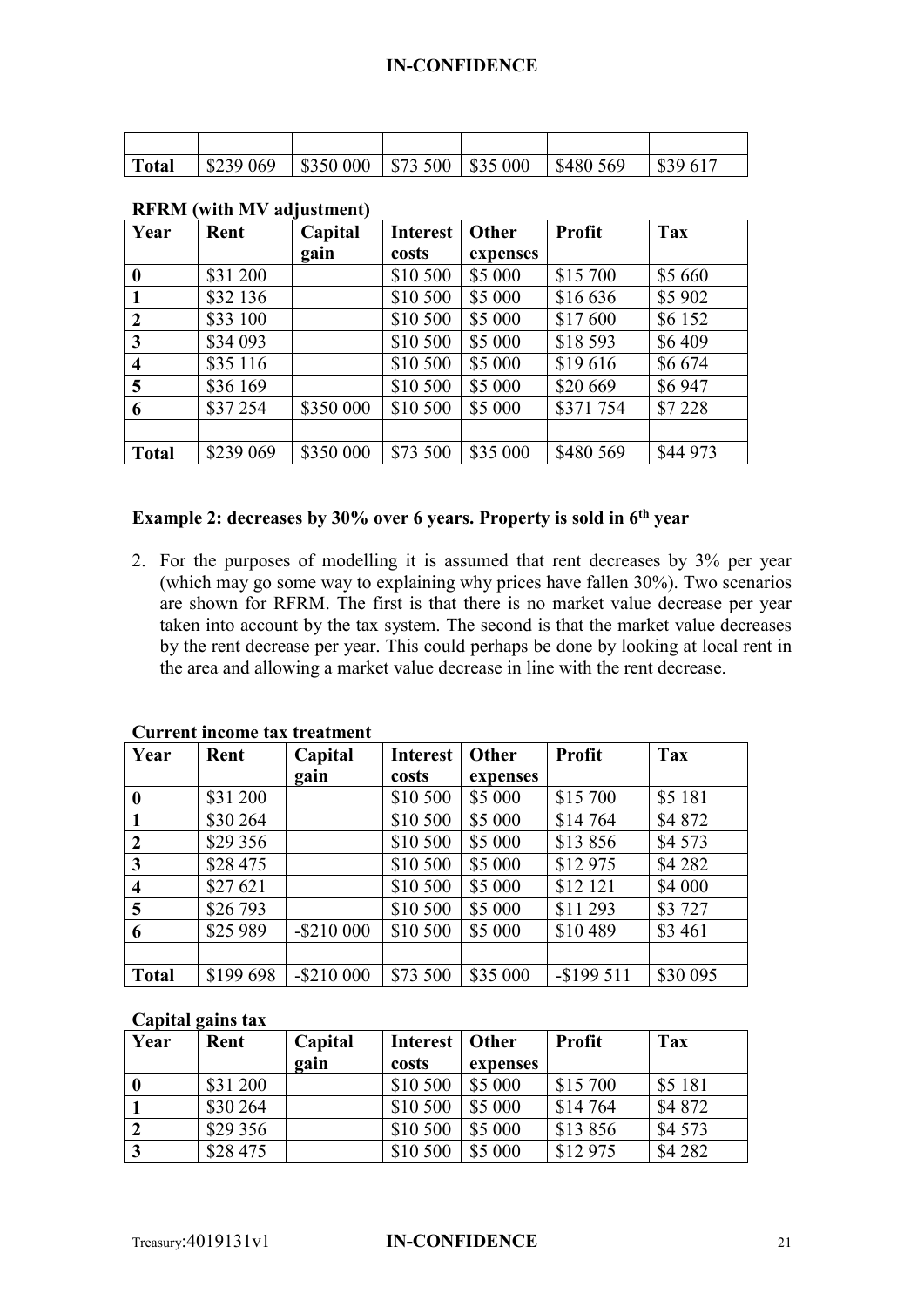|  |  |  |  |  |  |  |
| --- | --- | --- | --- | --- | --- | --- |
| **Total** | \$239 069 | \$350 000 | \$73 500 | \$35 000 | \$480 569 | \$39 617 |

**RFRM (with MV adjustment)**

| Year | Rent | Capital gain | Interest costs | Other expenses | Profit | Tax |
| --- | --- | --- | --- | --- | --- | --- |
| **0** | \$31 200 |  | \$10 500 | \$5 000 | \$15 700 | \$5 660 |
| **1** | \$32 136 |  | \$10 500 | \$5 000 | \$16 636 | \$5 902 |
| **2** | \$33 100 |  | \$10 500 | \$5 000 | \$17 600 | \$6 152 |
| **3** | \$34 093 |  | \$10 500 | \$5 000 | \$18 593 | \$6 409 |
| **4** | \$35 116 |  | \$10 500 | \$5 000 | \$19 616 | \$6 674 |
| **5** | \$36 169 |  | \$10 500 | \$5 000 | \$20 669 | \$6 947 |
| **6** | \$37 254 | \$350 000 | \$10 500 | \$5 000 | \$371 754 | \$7 228 |
|  |  |  |  |  |  |  |
| **Total** | \$239 069 | \$350 000 | \$73 500 | \$35 000 | \$480 569 | \$44 973 |

### Example 2: decreases by 30% over 6 years. Property is sold in 6th year

2. For the purposes of modelling it is assumed that rent decreases by 3% per year (which may go some way to explaining why prices have fallen 30%). Two scenarios are shown for RFRM. The first is that there is no market value decrease per year taken into account by the tax system. The second is that the market value decreases by the rent decrease per year. This could perhaps be done by looking at local rent in the area and allowing a market value decrease in line with the rent decrease.

**Current income tax treatment**

| Year | Rent | Capital gain | Interest costs | Other expenses | Profit | Tax |
| --- | --- | --- | --- | --- | --- | --- |
| **0** | \$31 200 |  | \$10 500 | \$5 000 | \$15 700 | \$5 181 |
| **1** | \$30 264 |  | \$10 500 | \$5 000 | \$14 764 | \$4 872 |
| **2** | \$29 356 |  | \$10 500 | \$5 000 | \$13 856 | \$4 573 |
| **3** | \$28 475 |  | \$10 500 | \$5 000 | \$12 975 | \$4 282 |
| **4** | \$27 621 |  | \$10 500 | \$5 000 | \$12 121 | \$4 000 |
| **5** | \$26 793 |  | \$10 500 | \$5 000 | \$11 293 | \$3 727 |
| **6** | \$25 989 | -\$210 000 | \$10 500 | \$5 000 | \$10 489 | \$3 461 |
|  |  |  |  |  |  |  |
| **Total** | \$199 698 | -\$210 000 | \$73 500 | \$35 000 | -\$199 511 | \$30 095 |

**Capital gains tax**

| Year | Rent | Capital gain | Interest costs | Other expenses | Profit | Tax |
| --- | --- | --- | --- | --- | --- | --- |
| **0** | \$31 200 |  | \$10 500 | \$5 000 | \$15 700 | \$5 181 |
| **1** | \$30 264 |  | \$10 500 | \$5 000 | \$14 764 | \$4 872 |
| **2** | \$29 356 |  | \$10 500 | \$5 000 | \$13 856 | \$4 573 |
| **3** | \$28 475 |  | \$10 500 | \$5 000 | \$12 975 | \$4 282 |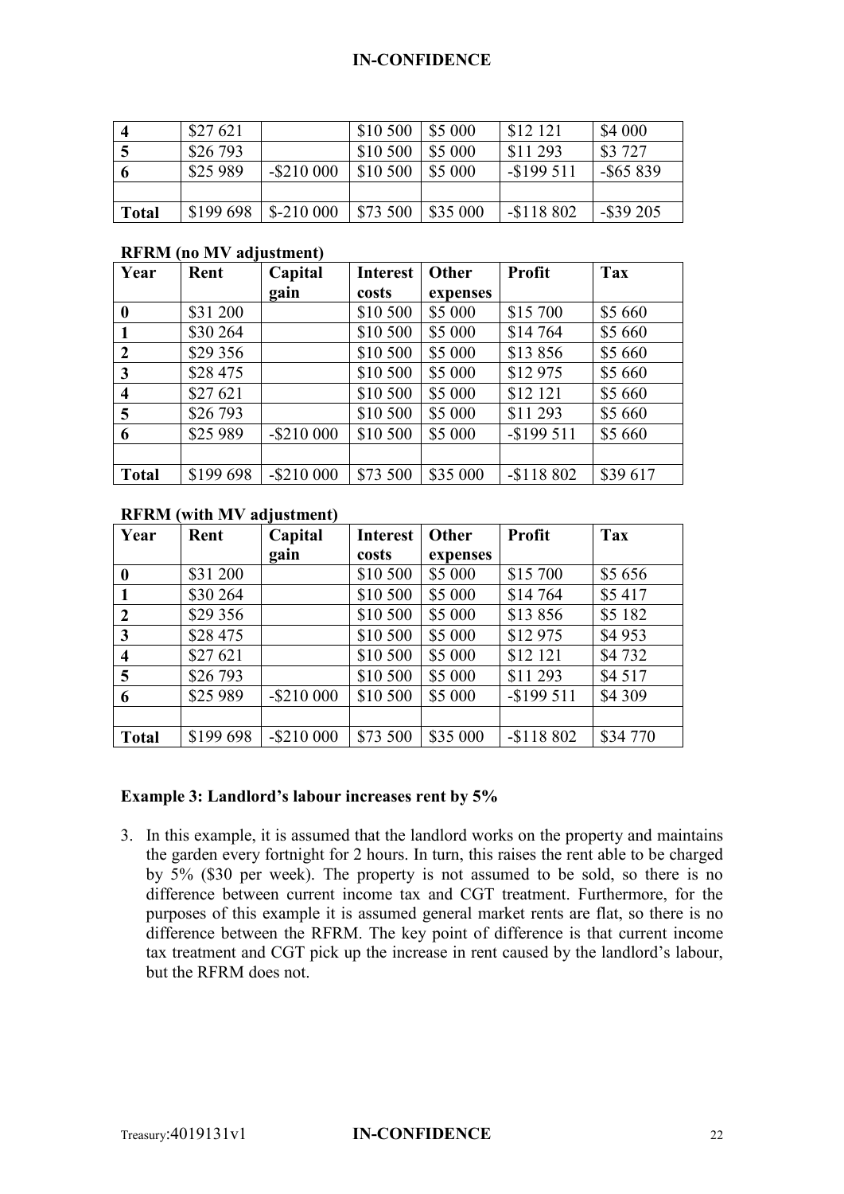| | | | | | | |
|---|---|---|---|---|---|---|
| **4** | \$27 621 | | \$10 500 | \$5 000 | \$12 121 | \$4 000 |
| **5** | \$26 793 | | \$10 500 | \$5 000 | \$11 293 | \$3 727 |
| **6** | \$25 989 | -\$210 000 | \$10 500 | \$5 000 | -\$199 511 | -\$65 839 |
| | | | | | | |
| **Total** | \$199 698 | \$-210 000 | \$73 500 | \$35 000 | -\$118 802 | -\$39 205 |

**RFRM (no MV adjustment)**

| Year | Rent | Capital gain | Interest costs | Other expenses | Profit | Tax |
|---|---|---|---|---|---|---|
| **0** | \$31 200 | | \$10 500 | \$5 000 | \$15 700 | \$5 660 |
| **1** | \$30 264 | | \$10 500 | \$5 000 | \$14 764 | \$5 660 |
| **2** | \$29 356 | | \$10 500 | \$5 000 | \$13 856 | \$5 660 |
| **3** | \$28 475 | | \$10 500 | \$5 000 | \$12 975 | \$5 660 |
| **4** | \$27 621 | | \$10 500 | \$5 000 | \$12 121 | \$5 660 |
| **5** | \$26 793 | | \$10 500 | \$5 000 | \$11 293 | \$5 660 |
| **6** | \$25 989 | -\$210 000 | \$10 500 | \$5 000 | -\$199 511 | \$5 660 |
| | | | | | | |
| **Total** | \$199 698 | -\$210 000 | \$73 500 | \$35 000 | -\$118 802 | \$39 617 |

**RFRM (with MV adjustment)**

| Year | Rent | Capital gain | Interest costs | Other expenses | Profit | Tax |
|---|---|---|---|---|---|---|
| **0** | \$31 200 | | \$10 500 | \$5 000 | \$15 700 | \$5 656 |
| **1** | \$30 264 | | \$10 500 | \$5 000 | \$14 764 | \$5 417 |
| **2** | \$29 356 | | \$10 500 | \$5 000 | \$13 856 | \$5 182 |
| **3** | \$28 475 | | \$10 500 | \$5 000 | \$12 975 | \$4 953 |
| **4** | \$27 621 | | \$10 500 | \$5 000 | \$12 121 | \$4 732 |
| **5** | \$26 793 | | \$10 500 | \$5 000 | \$11 293 | \$4 517 |
| **6** | \$25 989 | -\$210 000 | \$10 500 | \$5 000 | -\$199 511 | \$4 309 |
| | | | | | | |
| **Total** | \$199 698 | -\$210 000 | \$73 500 | \$35 000 | -\$118 802 | \$34 770 |

**Example 3: Landlord's labour increases rent by 5%**

3. In this example, it is assumed that the landlord works on the property and maintains the garden every fortnight for 2 hours. In turn, this raises the rent able to be charged by 5% (\$30 per week). The property is not assumed to be sold, so there is no difference between current income tax and CGT treatment. Furthermore, for the purposes of this example it is assumed general market rents are flat, so there is no difference between the RFRM. The key point of difference is that current income tax treatment and CGT pick up the increase in rent caused by the landlord's labour, but the RFRM does not.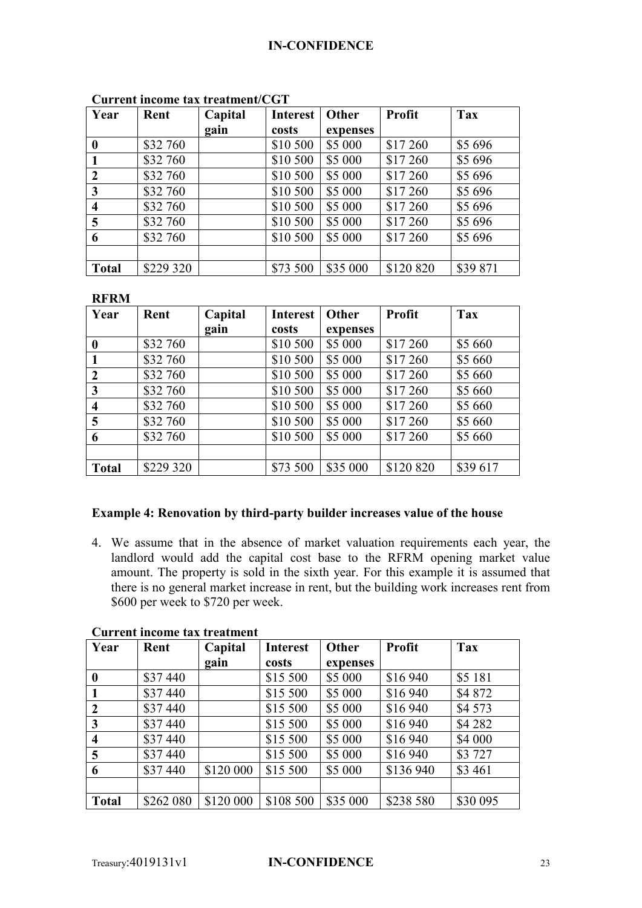**Current income tax treatment/CGT**

| Year | Rent | Capital gain | Interest costs | Other expenses | Profit | Tax |
|---|---|---|---|---|---|---|
| **0** | $32 760 | | $10 500 | $5 000 | $17 260 | $5 696 |
| **1** | $32 760 | | $10 500 | $5 000 | $17 260 | $5 696 |
| **2** | $32 760 | | $10 500 | $5 000 | $17 260 | $5 696 |
| **3** | $32 760 | | $10 500 | $5 000 | $17 260 | $5 696 |
| **4** | $32 760 | | $10 500 | $5 000 | $17 260 | $5 696 |
| **5** | $32 760 | | $10 500 | $5 000 | $17 260 | $5 696 |
| **6** | $32 760 | | $10 500 | $5 000 | $17 260 | $5 696 |
| | | | | | | |
| **Total** | $229 320 | | $73 500 | $35 000 | $120 820 | $39 871 |

**RFRM**

| Year | Rent | Capital gain | Interest costs | Other expenses | Profit | Tax |
|---|---|---|---|---|---|---|
| **0** | $32 760 | | $10 500 | $5 000 | $17 260 | $5 660 |
| **1** | $32 760 | | $10 500 | $5 000 | $17 260 | $5 660 |
| **2** | $32 760 | | $10 500 | $5 000 | $17 260 | $5 660 |
| **3** | $32 760 | | $10 500 | $5 000 | $17 260 | $5 660 |
| **4** | $32 760 | | $10 500 | $5 000 | $17 260 | $5 660 |
| **5** | $32 760 | | $10 500 | $5 000 | $17 260 | $5 660 |
| **6** | $32 760 | | $10 500 | $5 000 | $17 260 | $5 660 |
| | | | | | | |
| **Total** | $229 320 | | $73 500 | $35 000 | $120 820 | $39 617 |

### Example 4: Renovation by third-party builder increases value of the house

4. We assume that in the absence of market valuation requirements each year, the landlord would add the capital cost base to the RFRM opening market value amount. The property is sold in the sixth year. For this example it is assumed that there is no general market increase in rent, but the building work increases rent from $600 per week to $720 per week.

**Current income tax treatment**

| Year | Rent | Capital gain | Interest costs | Other expenses | Profit | Tax |
|---|---|---|---|---|---|---|
| **0** | $37 440 | | $15 500 | $5 000 | $16 940 | $5 181 |
| **1** | $37 440 | | $15 500 | $5 000 | $16 940 | $4 872 |
| **2** | $37 440 | | $15 500 | $5 000 | $16 940 | $4 573 |
| **3** | $37 440 | | $15 500 | $5 000 | $16 940 | $4 282 |
| **4** | $37 440 | | $15 500 | $5 000 | $16 940 | $4 000 |
| **5** | $37 440 | | $15 500 | $5 000 | $16 940 | $3 727 |
| **6** | $37 440 | $120 000 | $15 500 | $5 000 | $136 940 | $3 461 |
| | | | | | | |
| **Total** | $262 080 | $120 000 | $108 500 | $35 000 | $238 580 | $30 095 |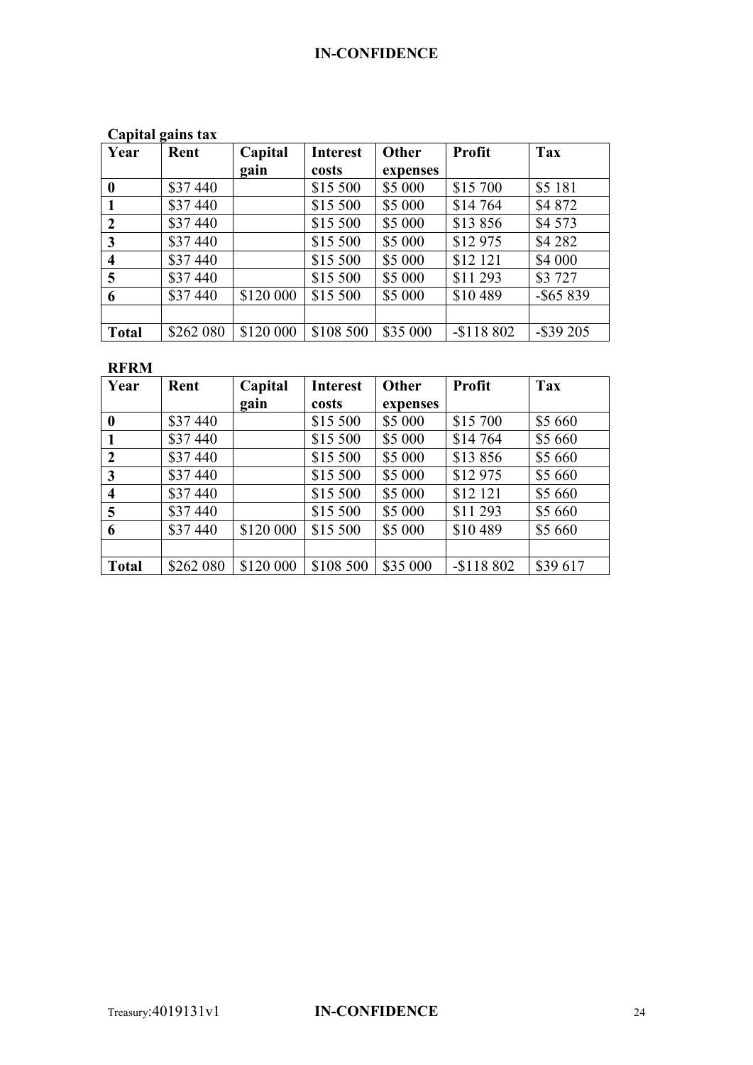**Capital gains tax**

| Year | Rent | Capital gain | Interest costs | Other expenses | Profit | Tax |
|---|---|---|---|---|---|---|
| **0** | \$37 440 | | \$15 500 | \$5 000 | \$15 700 | \$5 181 |
| **1** | \$37 440 | | \$15 500 | \$5 000 | \$14 764 | \$4 872 |
| **2** | \$37 440 | | \$15 500 | \$5 000 | \$13 856 | \$4 573 |
| **3** | \$37 440 | | \$15 500 | \$5 000 | \$12 975 | \$4 282 |
| **4** | \$37 440 | | \$15 500 | \$5 000 | \$12 121 | \$4 000 |
| **5** | \$37 440 | | \$15 500 | \$5 000 | \$11 293 | \$3 727 |
| **6** | \$37 440 | \$120 000 | \$15 500 | \$5 000 | \$10 489 | -\$65 839 |
| | | | | | | |
| **Total** | \$262 080 | \$120 000 | \$108 500 | \$35 000 | -\$118 802 | -\$39 205 |

**RFRM**

| Year | Rent | Capital gain | Interest costs | Other expenses | Profit | Tax |
|---|---|---|---|---|---|---|
| **0** | \$37 440 | | \$15 500 | \$5 000 | \$15 700 | \$5 660 |
| **1** | \$37 440 | | \$15 500 | \$5 000 | \$14 764 | \$5 660 |
| **2** | \$37 440 | | \$15 500 | \$5 000 | \$13 856 | \$5 660 |
| **3** | \$37 440 | | \$15 500 | \$5 000 | \$12 975 | \$5 660 |
| **4** | \$37 440 | | \$15 500 | \$5 000 | \$12 121 | \$5 660 |
| **5** | \$37 440 | | \$15 500 | \$5 000 | \$11 293 | \$5 660 |
| **6** | \$37 440 | \$120 000 | \$15 500 | \$5 000 | \$10 489 | \$5 660 |
| | | | | | | |
| **Total** | \$262 080 | \$120 000 | \$108 500 | \$35 000 | -\$118 802 | \$39 617 |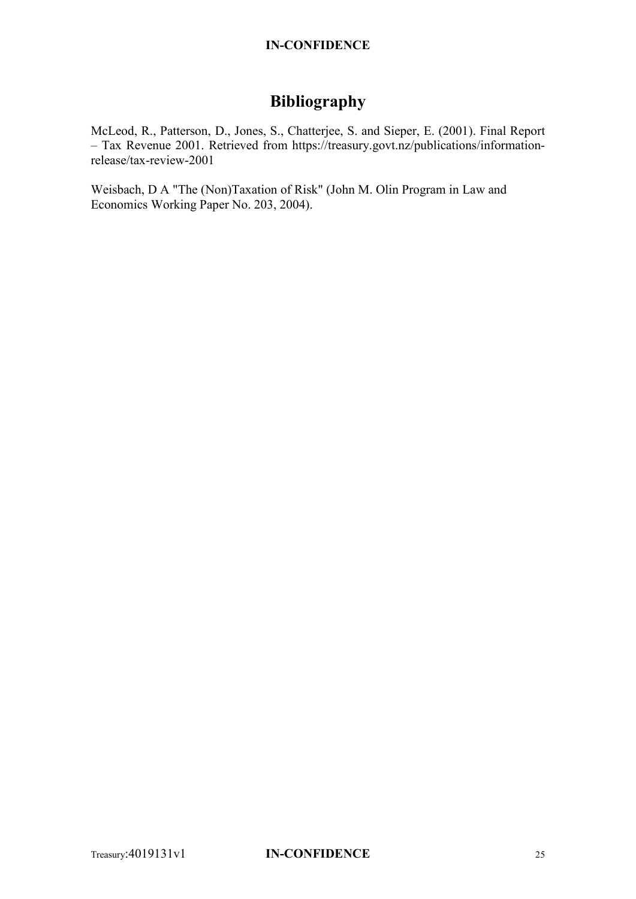# Bibliography

McLeod, R., Patterson, D., Jones, S., Chatterjee, S. and Sieper, E. (2001). Final Report – Tax Revenue 2001. Retrieved from https://treasury.govt.nz/publications/information-release/tax-review-2001

Weisbach, D A "The (Non)Taxation of Risk" (John M. Olin Program in Law and Economics Working Paper No. 203, 2004).